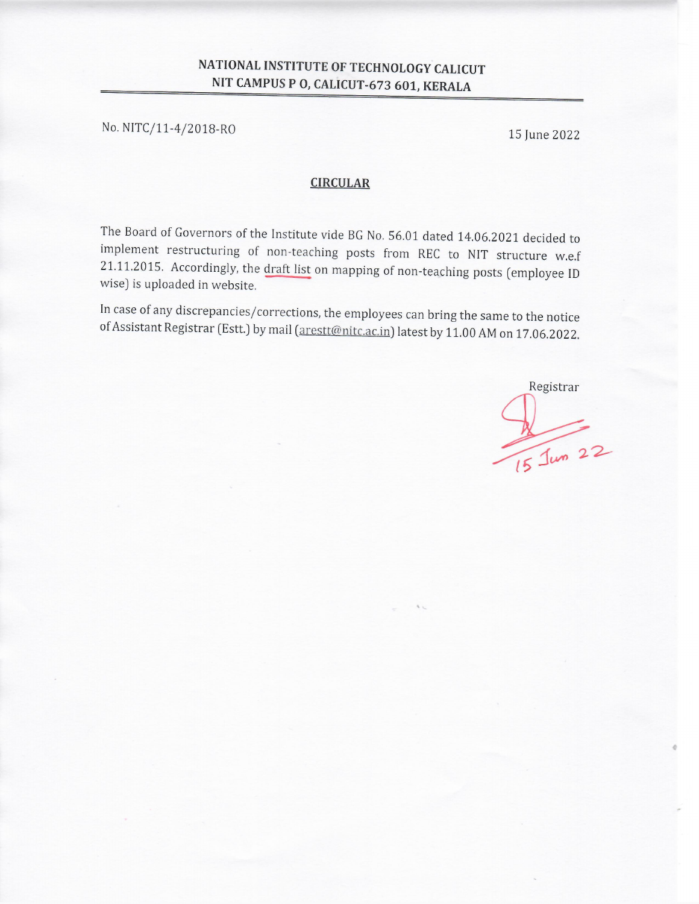# NATIONAL INSTITUTE OF TECHNOLOGY CALICUT
## NIT CAMPUS P O, CALICUT-673 601, KERALA

No. NITC/11-4/2018-RO

15 June 2022

## CIRCULAR

The Board of Governors of the Institute vide BG No. 56.01 dated 14.06.2021 decided to implement restructuring of non-teaching posts from REC to NIT structure w.e.f 21.11.2015. Accordingly, the draft list on mapping of non-teaching posts (employee ID wise) is uploaded in website.

In case of any discrepancies/corrections, the employees can bring the same to the notice of Assistant Registrar (Estt.) by mail (arestt@nitc.ac.in) latest by 11.00 AM on 17.06.2022.

Registrar

15 Jun 22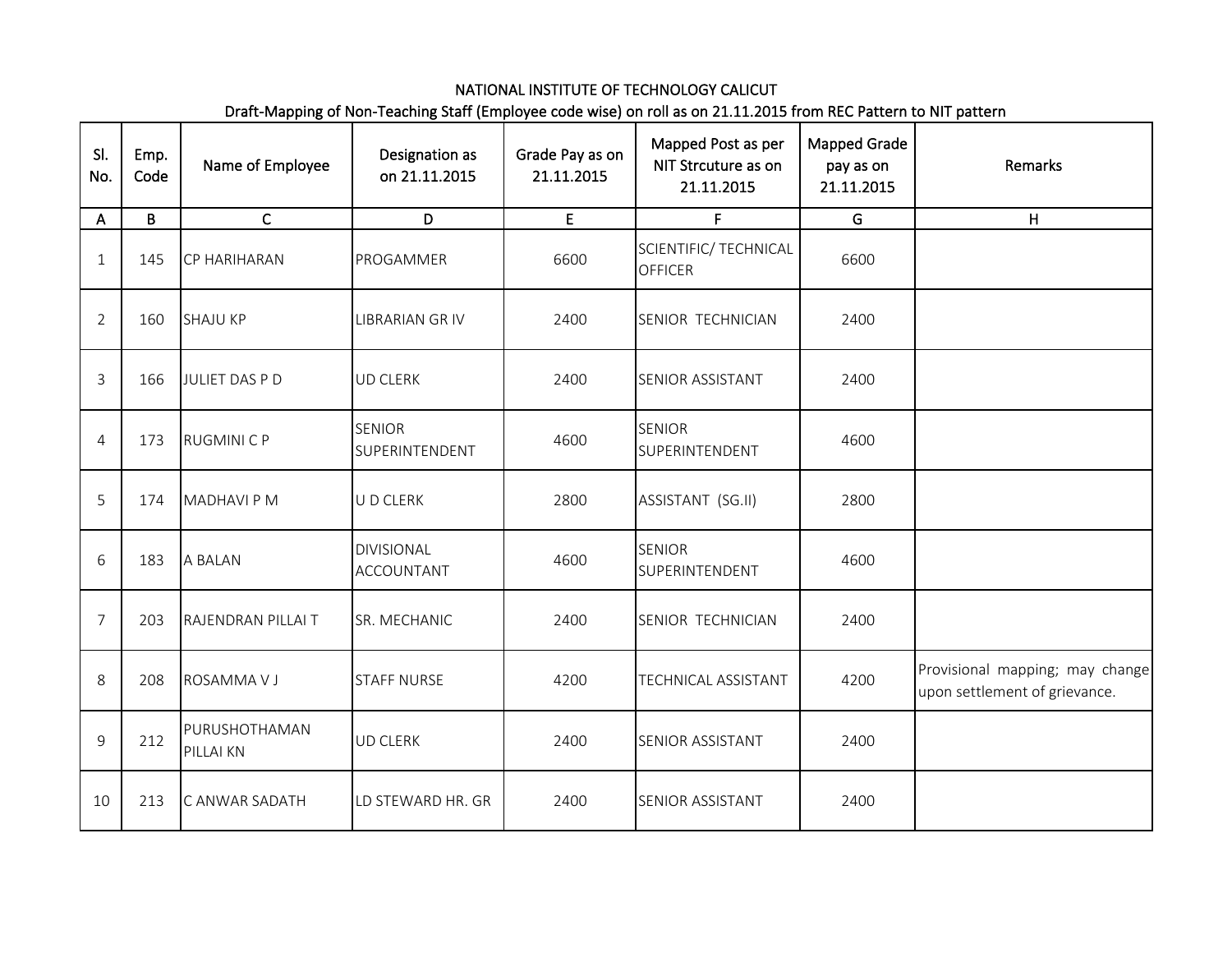NATIONAL INSTITUTE OF TECHNOLOGY CALICUT

Draft-Mapping of Non-Teaching Staff (Employee code wise) on roll as on 21.11.2015 from REC Pattern to NIT pattern

| Sl. No. | Emp. Code | Name of Employee | Designation as on 21.11.2015 | Grade Pay as on 21.11.2015 | Mapped Post as per NIT Strcuture as on 21.11.2015 | Mapped Grade pay as on 21.11.2015 | Remarks |
|---|---|---|---|---|---|---|---|
| A | B | C | D | E | F | G | H |
| 1 | 145 | CP HARIHARAN | PROGAMMER | 6600 | SCIENTIFIC/ TECHNICAL OFFICER | 6600 | |
| 2 | 160 | SHAJU KP | LIBRARIAN GR IV | 2400 | SENIOR TECHNICIAN | 2400 | |
| 3 | 166 | JULIET DAS P D | UD CLERK | 2400 | SENIOR ASSISTANT | 2400 | |
| 4 | 173 | RUGMINI C P | SENIOR SUPERINTENDENT | 4600 | SENIOR SUPERINTENDENT | 4600 | |
| 5 | 174 | MADHAVI P M | U D CLERK | 2800 | ASSISTANT (SG.II) | 2800 | |
| 6 | 183 | A BALAN | DIVISIONAL ACCOUNTANT | 4600 | SENIOR SUPERINTENDENT | 4600 | |
| 7 | 203 | RAJENDRAN PILLAI T | SR. MECHANIC | 2400 | SENIOR TECHNICIAN | 2400 | |
| 8 | 208 | ROSAMMA V J | STAFF NURSE | 4200 | TECHNICAL ASSISTANT | 4200 | Provisional mapping; may change upon settlement of grievance. |
| 9 | 212 | PURUSHOTHAMAN PILLAI KN | UD CLERK | 2400 | SENIOR ASSISTANT | 2400 | |
| 10 | 213 | C ANWAR SADATH | LD STEWARD HR. GR | 2400 | SENIOR ASSISTANT | 2400 | |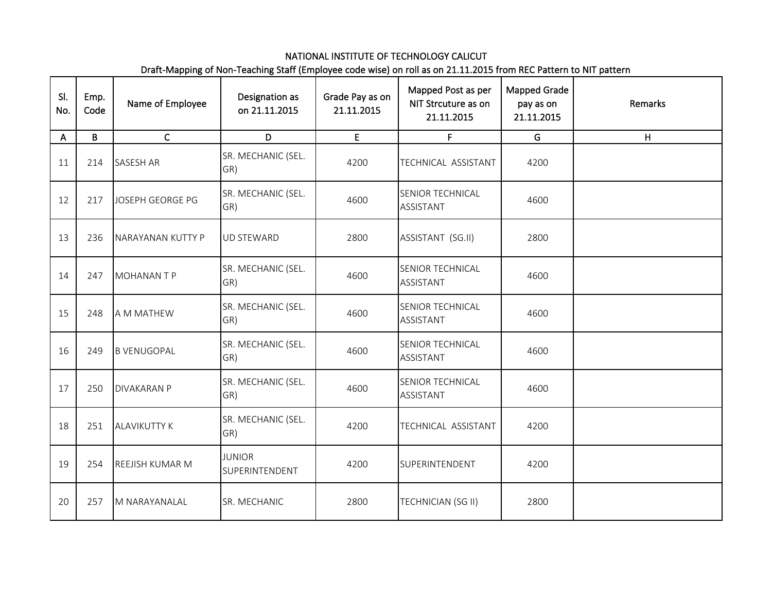NATIONAL INSTITUTE OF TECHNOLOGY CALICUT

Draft-Mapping of Non-Teaching Staff (Employee code wise) on roll as on 21.11.2015 from REC Pattern to NIT pattern

| Sl. No. | Emp. Code | Name of Employee | Designation as on 21.11.2015 | Grade Pay as on 21.11.2015 | Mapped Post as per NIT Strcuture as on 21.11.2015 | Mapped Grade pay as on 21.11.2015 | Remarks |
|---|---|---|---|---|---|---|---|
| A | B | C | D | E | F | G | H |
| 11 | 214 | SASESH AR | SR. MECHANIC (SEL. GR) | 4200 | TECHNICAL ASSISTANT | 4200 | |
| 12 | 217 | JOSEPH GEORGE PG | SR. MECHANIC (SEL. GR) | 4600 | SENIOR TECHNICAL ASSISTANT | 4600 | |
| 13 | 236 | NARAYANAN KUTTY P | UD STEWARD | 2800 | ASSISTANT (SG.II) | 2800 | |
| 14 | 247 | MOHANAN T P | SR. MECHANIC (SEL. GR) | 4600 | SENIOR TECHNICAL ASSISTANT | 4600 | |
| 15 | 248 | A M MATHEW | SR. MECHANIC (SEL. GR) | 4600 | SENIOR TECHNICAL ASSISTANT | 4600 | |
| 16 | 249 | B VENUGOPAL | SR. MECHANIC (SEL. GR) | 4600 | SENIOR TECHNICAL ASSISTANT | 4600 | |
| 17 | 250 | DIVAKARAN P | SR. MECHANIC (SEL. GR) | 4600 | SENIOR TECHNICAL ASSISTANT | 4600 | |
| 18 | 251 | ALAVIKUTTY K | SR. MECHANIC (SEL. GR) | 4200 | TECHNICAL ASSISTANT | 4200 | |
| 19 | 254 | REEJISH KUMAR M | JUNIOR SUPERINTENDENT | 4200 | SUPERINTENDENT | 4200 | |
| 20 | 257 | M NARAYANALAL | SR. MECHANIC | 2800 | TECHNICIAN (SG II) | 2800 | |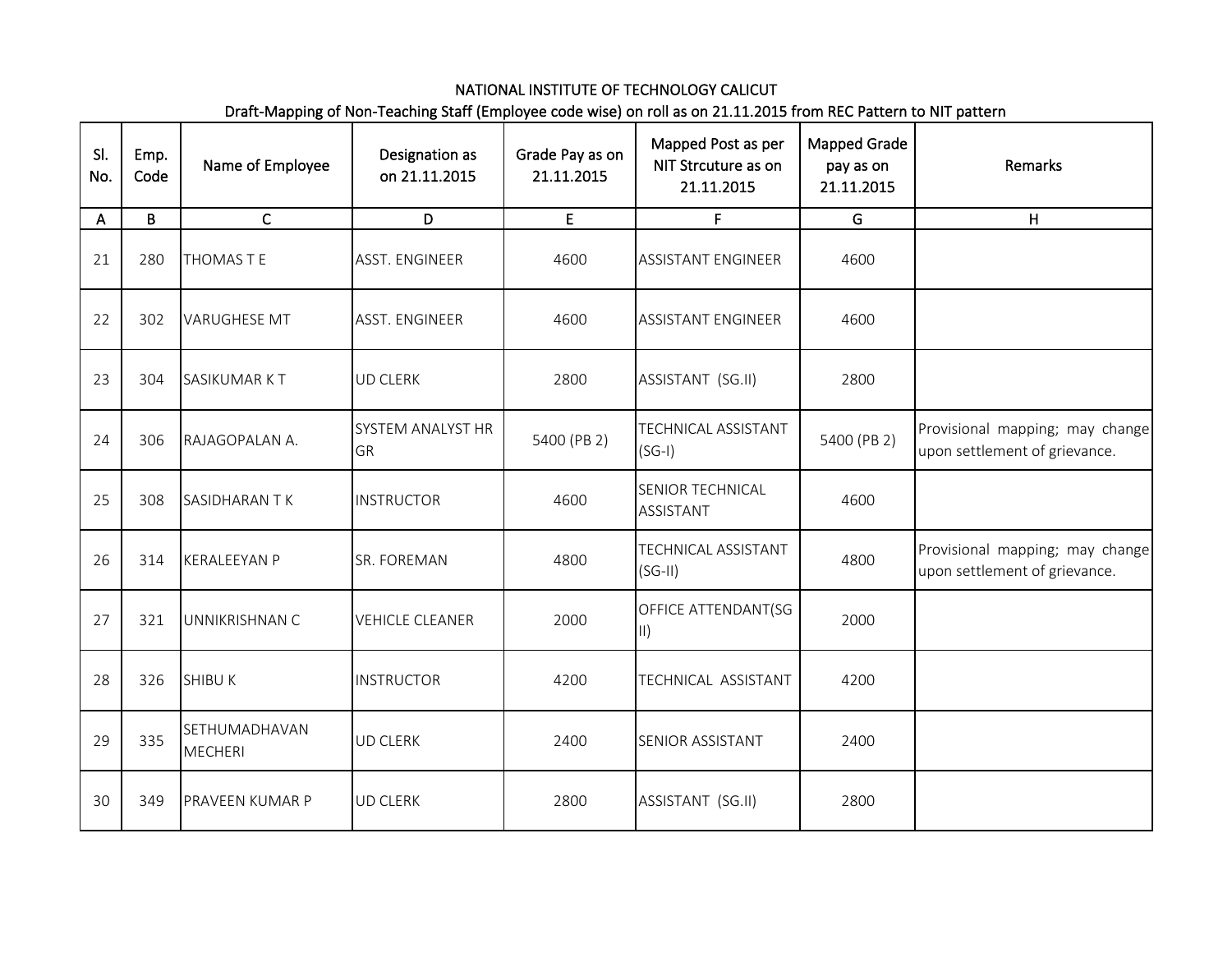NATIONAL INSTITUTE OF TECHNOLOGY CALICUT

Draft-Mapping of Non-Teaching Staff (Employee code wise) on roll as on 21.11.2015 from REC Pattern to NIT pattern

| Sl. No. | Emp. Code | Name of Employee | Designation as on 21.11.2015 | Grade Pay as on 21.11.2015 | Mapped Post as per NIT Strcuture as on 21.11.2015 | Mapped Grade pay as on 21.11.2015 | Remarks |
|---|---|---|---|---|---|---|---|
| A | B | C | D | E | F | G | H |
| 21 | 280 | THOMAS T E | ASST. ENGINEER | 4600 | ASSISTANT ENGINEER | 4600 | |
| 22 | 302 | VARUGHESE MT | ASST. ENGINEER | 4600 | ASSISTANT ENGINEER | 4600 | |
| 23 | 304 | SASIKUMAR K T | UD CLERK | 2800 | ASSISTANT (SG.II) | 2800 | |
| 24 | 306 | RAJAGOPALAN A. | SYSTEM ANALYST HR GR | 5400 (PB 2) | TECHNICAL ASSISTANT (SG-I) | 5400 (PB 2) | Provisional mapping; may change upon settlement of grievance. |
| 25 | 308 | SASIDHARAN T K | INSTRUCTOR | 4600 | SENIOR TECHNICAL ASSISTANT | 4600 | |
| 26 | 314 | KERALEEYAN P | SR. FOREMAN | 4800 | TECHNICAL ASSISTANT (SG-II) | 4800 | Provisional mapping; may change upon settlement of grievance. |
| 27 | 321 | UNNIKRISHNAN C | VEHICLE CLEANER | 2000 | OFFICE ATTENDANT(SG II) | 2000 | |
| 28 | 326 | SHIBU K | INSTRUCTOR | 4200 | TECHNICAL ASSISTANT | 4200 | |
| 29 | 335 | SETHUMADHAVAN MECHERI | UD CLERK | 2400 | SENIOR ASSISTANT | 2400 | |
| 30 | 349 | PRAVEEN KUMAR P | UD CLERK | 2800 | ASSISTANT (SG.II) | 2800 | |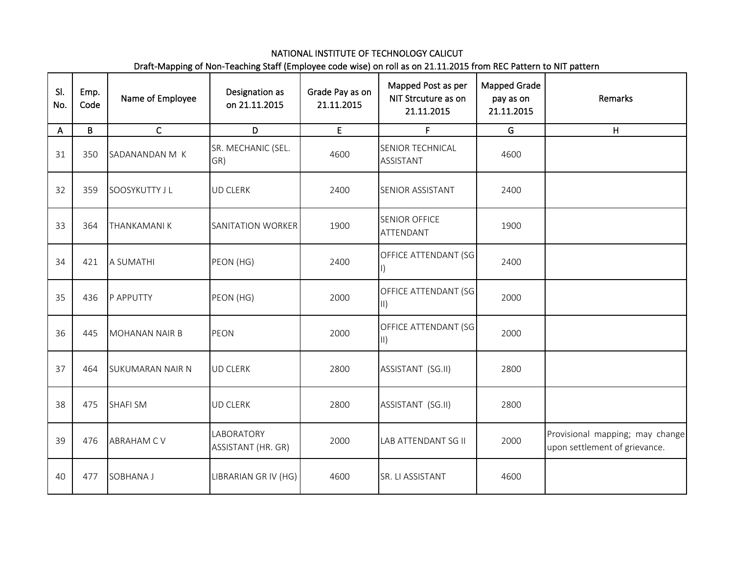NATIONAL INSTITUTE OF TECHNOLOGY CALICUT

Draft-Mapping of Non-Teaching Staff (Employee code wise) on roll as on 21.11.2015 from REC Pattern to NIT pattern

| Sl. No. | Emp. Code | Name of Employee | Designation as on 21.11.2015 | Grade Pay as on 21.11.2015 | Mapped Post as per NIT Strcuture as on 21.11.2015 | Mapped Grade pay as on 21.11.2015 | Remarks |
|---|---|---|---|---|---|---|---|
| A | B | C | D | E | F | G | H |
| 31 | 350 | SADANANDAN M K | SR. MECHANIC (SEL. GR) | 4600 | SENIOR TECHNICAL ASSISTANT | 4600 | |
| 32 | 359 | SOOSYKUTTY J L | UD CLERK | 2400 | SENIOR ASSISTANT | 2400 | |
| 33 | 364 | THANKAMANI K | SANITATION WORKER | 1900 | SENIOR OFFICE ATTENDANT | 1900 | |
| 34 | 421 | A SUMATHI | PEON (HG) | 2400 | OFFICE ATTENDANT (SG I) | 2400 | |
| 35 | 436 | P APPUTTY | PEON (HG) | 2000 | OFFICE ATTENDANT (SG II) | 2000 | |
| 36 | 445 | MOHANAN NAIR B | PEON | 2000 | OFFICE ATTENDANT (SG II) | 2000 | |
| 37 | 464 | SUKUMARAN NAIR N | UD CLERK | 2800 | ASSISTANT (SG.II) | 2800 | |
| 38 | 475 | SHAFI SM | UD CLERK | 2800 | ASSISTANT (SG.II) | 2800 | |
| 39 | 476 | ABRAHAM C V | LABORATORY ASSISTANT (HR. GR) | 2000 | LAB ATTENDANT SG II | 2000 | Provisional mapping; may change upon settlement of grievance. |
| 40 | 477 | SOBHANA J | LIBRARIAN GR IV (HG) | 4600 | SR. LI ASSISTANT | 4600 | |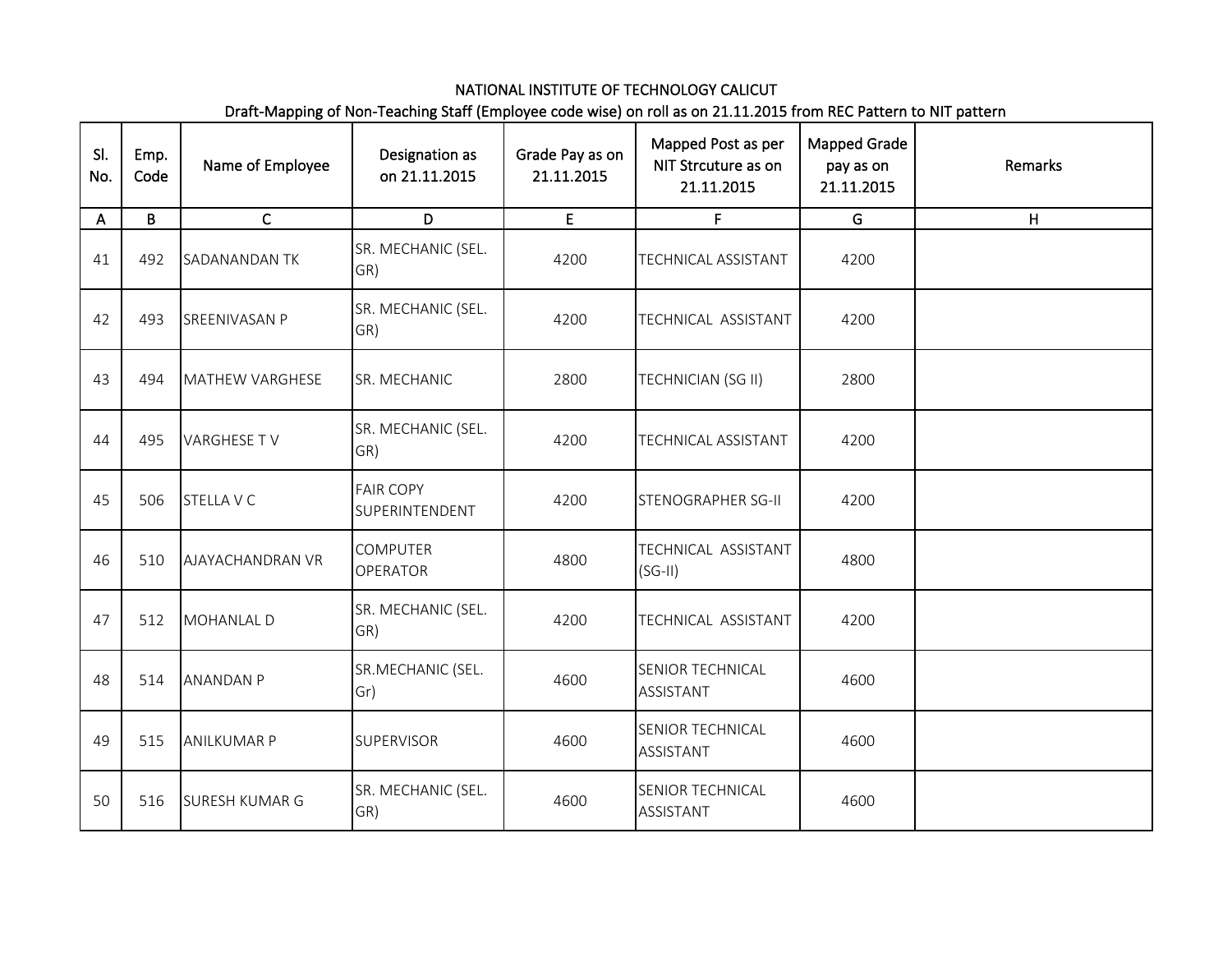NATIONAL INSTITUTE OF TECHNOLOGY CALICUT

Draft-Mapping of Non-Teaching Staff (Employee code wise) on roll as on 21.11.2015 from REC Pattern to NIT pattern

| Sl. No. | Emp. Code | Name of Employee | Designation as on 21.11.2015 | Grade Pay as on 21.11.2015 | Mapped Post as per NIT Strcuture as on 21.11.2015 | Mapped Grade pay as on 21.11.2015 | Remarks |
|---|---|---|---|---|---|---|---|
| A | B | C | D | E | F | G | H |
| 41 | 492 | SADANANDAN TK | SR. MECHANIC (SEL. GR) | 4200 | TECHNICAL ASSISTANT | 4200 | |
| 42 | 493 | SREENIVASAN P | SR. MECHANIC (SEL. GR) | 4200 | TECHNICAL ASSISTANT | 4200 | |
| 43 | 494 | MATHEW VARGHESE | SR. MECHANIC | 2800 | TECHNICIAN (SG II) | 2800 | |
| 44 | 495 | VARGHESE T V | SR. MECHANIC (SEL. GR) | 4200 | TECHNICAL ASSISTANT | 4200 | |
| 45 | 506 | STELLA V C | FAIR COPY SUPERINTENDENT | 4200 | STENOGRAPHER SG-II | 4200 | |
| 46 | 510 | AJAYACHANDRAN VR | COMPUTER OPERATOR | 4800 | TECHNICAL ASSISTANT (SG-II) | 4800 | |
| 47 | 512 | MOHANLAL D | SR. MECHANIC (SEL. GR) | 4200 | TECHNICAL ASSISTANT | 4200 | |
| 48 | 514 | ANANDAN P | SR.MECHANIC (SEL. Gr) | 4600 | SENIOR TECHNICAL ASSISTANT | 4600 | |
| 49 | 515 | ANILKUMAR P | SUPERVISOR | 4600 | SENIOR TECHNICAL ASSISTANT | 4600 | |
| 50 | 516 | SURESH KUMAR G | SR. MECHANIC (SEL. GR) | 4600 | SENIOR TECHNICAL ASSISTANT | 4600 | |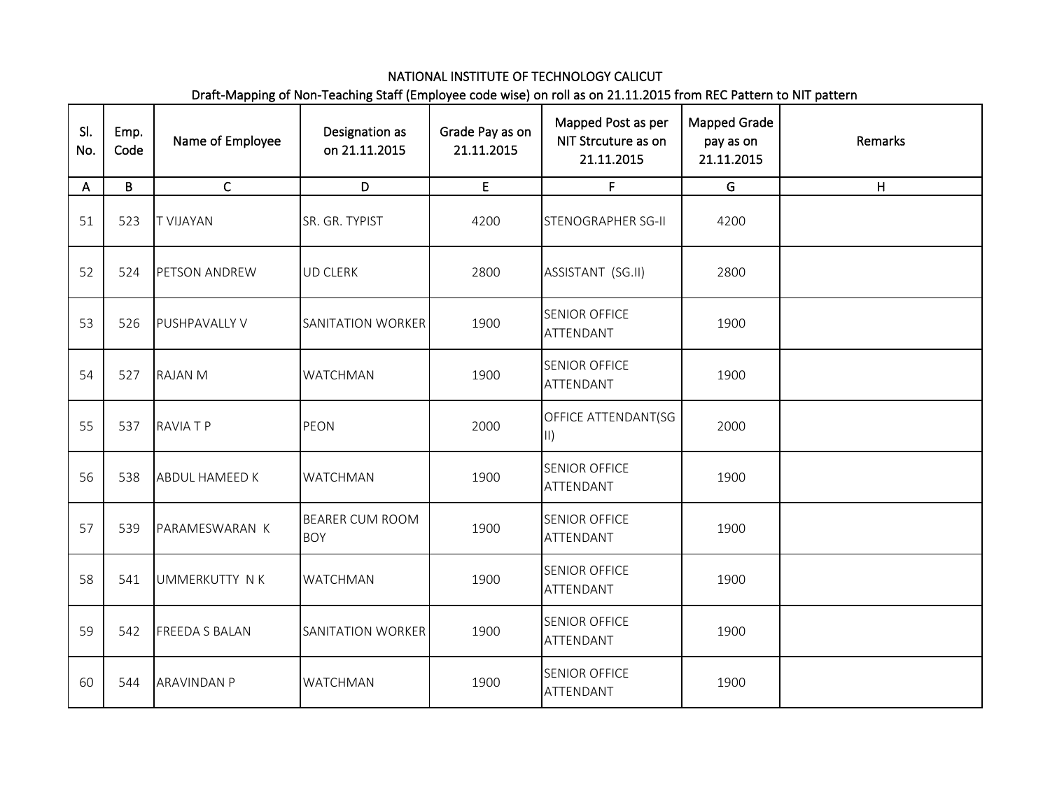NATIONAL INSTITUTE OF TECHNOLOGY CALICUT

Draft-Mapping of Non-Teaching Staff (Employee code wise) on roll as on 21.11.2015 from REC Pattern to NIT pattern

| Sl. No. | Emp. Code | Name of Employee | Designation as on 21.11.2015 | Grade Pay as on 21.11.2015 | Mapped Post as per NIT Strcuture as on 21.11.2015 | Mapped Grade pay as on 21.11.2015 | Remarks |
|---|---|---|---|---|---|---|---|
| A | B | C | D | E | F | G | H |
| 51 | 523 | T VIJAYAN | SR. GR. TYPIST | 4200 | STENOGRAPHER SG-II | 4200 | |
| 52 | 524 | PETSON ANDREW | UD CLERK | 2800 | ASSISTANT (SG.II) | 2800 | |
| 53 | 526 | PUSHPAVALLY V | SANITATION WORKER | 1900 | SENIOR OFFICE ATTENDANT | 1900 | |
| 54 | 527 | RAJAN M | WATCHMAN | 1900 | SENIOR OFFICE ATTENDANT | 1900 | |
| 55 | 537 | RAVIA T P | PEON | 2000 | OFFICE ATTENDANT(SG II) | 2000 | |
| 56 | 538 | ABDUL HAMEED K | WATCHMAN | 1900 | SENIOR OFFICE ATTENDANT | 1900 | |
| 57 | 539 | PARAMESWARAN K | BEARER CUM ROOM BOY | 1900 | SENIOR OFFICE ATTENDANT | 1900 | |
| 58 | 541 | UMMERKUTTY N K | WATCHMAN | 1900 | SENIOR OFFICE ATTENDANT | 1900 | |
| 59 | 542 | FREEDA S BALAN | SANITATION WORKER | 1900 | SENIOR OFFICE ATTENDANT | 1900 | |
| 60 | 544 | ARAVINDAN P | WATCHMAN | 1900 | SENIOR OFFICE ATTENDANT | 1900 | |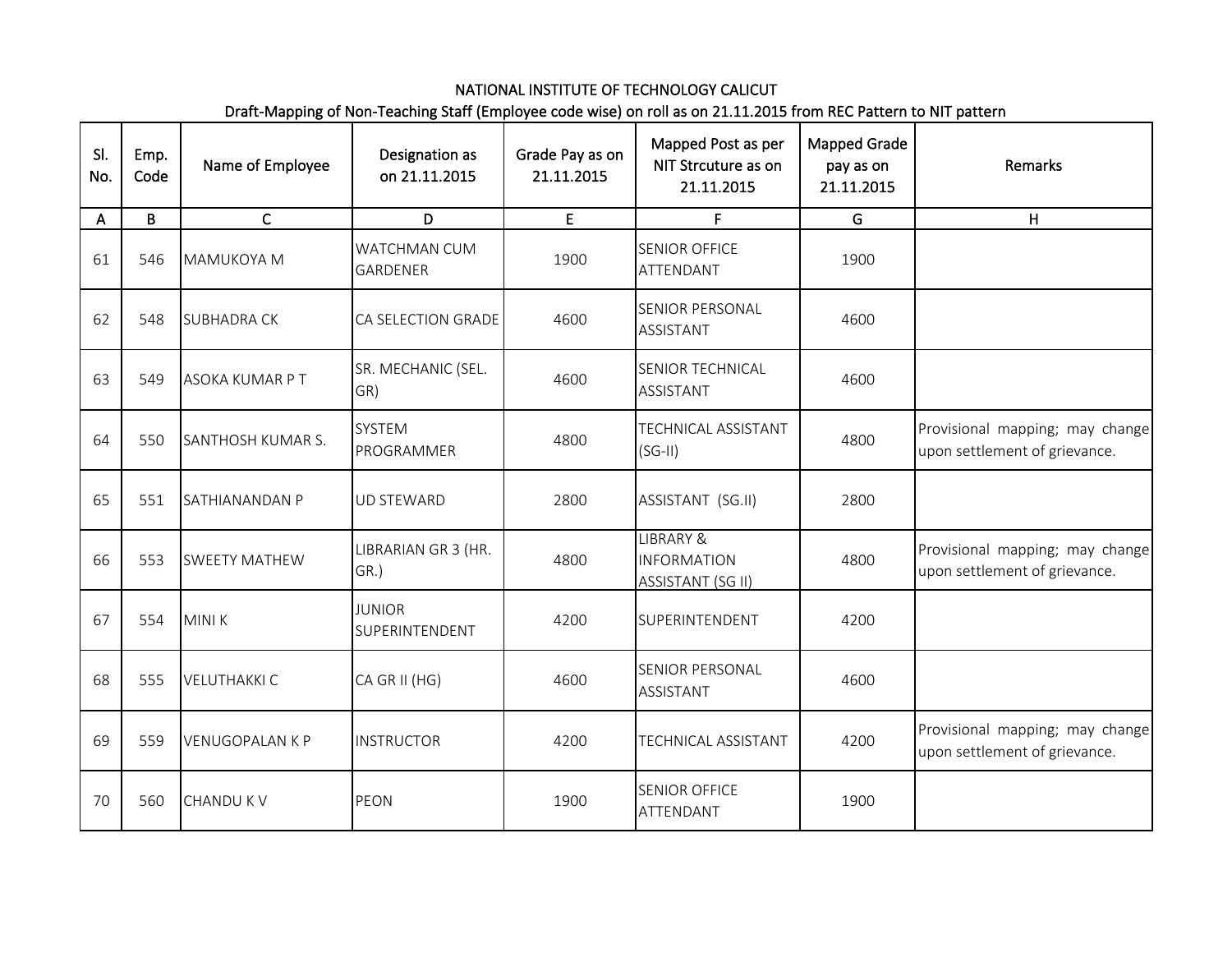NATIONAL INSTITUTE OF TECHNOLOGY CALICUT

Draft-Mapping of Non-Teaching Staff (Employee code wise) on roll as on 21.11.2015 from REC Pattern to NIT pattern

| Sl. No. | Emp. Code | Name of Employee | Designation as on 21.11.2015 | Grade Pay as on 21.11.2015 | Mapped Post as per NIT Strcuture as on 21.11.2015 | Mapped Grade pay as on 21.11.2015 | Remarks |
|---|---|---|---|---|---|---|---|
| A | B | C | D | E | F | G | H |
| 61 | 546 | MAMUKOYA M | WATCHMAN CUM GARDENER | 1900 | SENIOR OFFICE ATTENDANT | 1900 | |
| 62 | 548 | SUBHADRA CK | CA SELECTION GRADE | 4600 | SENIOR PERSONAL ASSISTANT | 4600 | |
| 63 | 549 | ASOKA KUMAR P T | SR. MECHANIC (SEL. GR) | 4600 | SENIOR TECHNICAL ASSISTANT | 4600 | |
| 64 | 550 | SANTHOSH KUMAR S. | SYSTEM PROGRAMMER | 4800 | TECHNICAL ASSISTANT (SG-II) | 4800 | Provisional mapping; may change upon settlement of grievance. |
| 65 | 551 | SATHIANANDAN P | UD STEWARD | 2800 | ASSISTANT (SG.II) | 2800 | |
| 66 | 553 | SWEETY MATHEW | LIBRARIAN GR 3 (HR. GR.) | 4800 | LIBRARY & INFORMATION ASSISTANT (SG II) | 4800 | Provisional mapping; may change upon settlement of grievance. |
| 67 | 554 | MINI K | JUNIOR SUPERINTENDENT | 4200 | SUPERINTENDENT | 4200 | |
| 68 | 555 | VELUTHAKKI C | CA GR II (HG) | 4600 | SENIOR PERSONAL ASSISTANT | 4600 | |
| 69 | 559 | VENUGOPALAN K P | INSTRUCTOR | 4200 | TECHNICAL ASSISTANT | 4200 | Provisional mapping; may change upon settlement of grievance. |
| 70 | 560 | CHANDU K V | PEON | 1900 | SENIOR OFFICE ATTENDANT | 1900 | |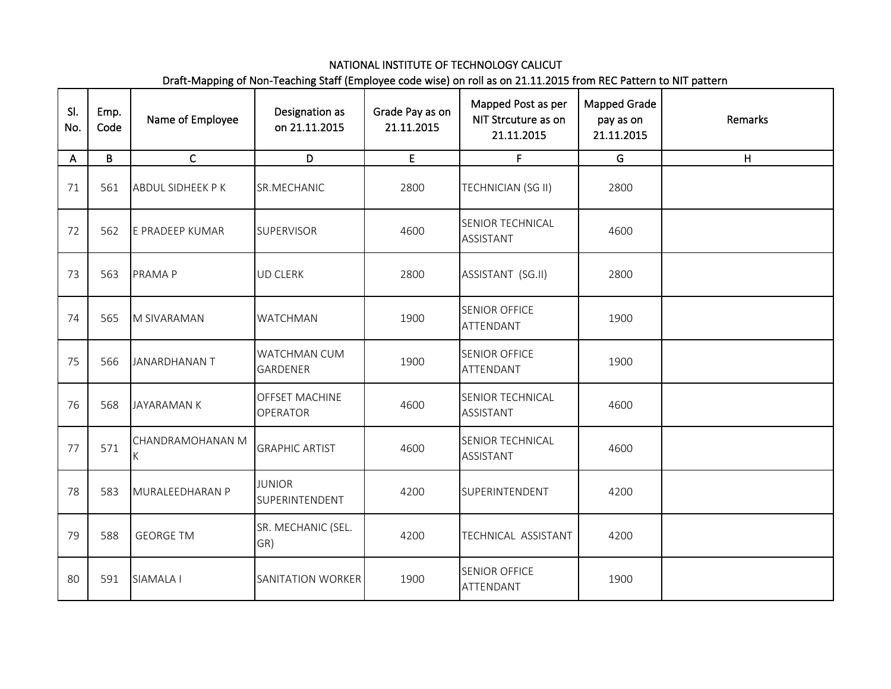NATIONAL INSTITUTE OF TECHNOLOGY CALICUT

Draft-Mapping of Non-Teaching Staff (Employee code wise) on roll as on 21.11.2015 from REC Pattern to NIT pattern

| Sl. No. | Emp. Code | Name of Employee | Designation as on 21.11.2015 | Grade Pay as on 21.11.2015 | Mapped Post as per NIT Strcuture as on 21.11.2015 | Mapped Grade pay as on 21.11.2015 | Remarks |
|---|---|---|---|---|---|---|---|
| A | B | C | D | E | F | G | H |
| 71 | 561 | ABDUL SIDHEEK P K | SR.MECHANIC | 2800 | TECHNICIAN (SG II) | 2800 | |
| 72 | 562 | E PRADEEP KUMAR | SUPERVISOR | 4600 | SENIOR TECHNICAL ASSISTANT | 4600 | |
| 73 | 563 | PRAMA P | UD CLERK | 2800 | ASSISTANT (SG.II) | 2800 | |
| 74 | 565 | M SIVARAMAN | WATCHMAN | 1900 | SENIOR OFFICE ATTENDANT | 1900 | |
| 75 | 566 | JANARDHANAN T | WATCHMAN CUM GARDENER | 1900 | SENIOR OFFICE ATTENDANT | 1900 | |
| 76 | 568 | JAYARAMAN K | OFFSET MACHINE OPERATOR | 4600 | SENIOR TECHNICAL ASSISTANT | 4600 | |
| 77 | 571 | CHANDRAMOHANAN M K | GRAPHIC ARTIST | 4600 | SENIOR TECHNICAL ASSISTANT | 4600 | |
| 78 | 583 | MURALEEDHARAN P | JUNIOR SUPERINTENDENT | 4200 | SUPERINTENDENT | 4200 | |
| 79 | 588 | GEORGE TM | SR. MECHANIC (SEL. GR) | 4200 | TECHNICAL ASSISTANT | 4200 | |
| 80 | 591 | SIAMALA I | SANITATION WORKER | 1900 | SENIOR OFFICE ATTENDANT | 1900 | |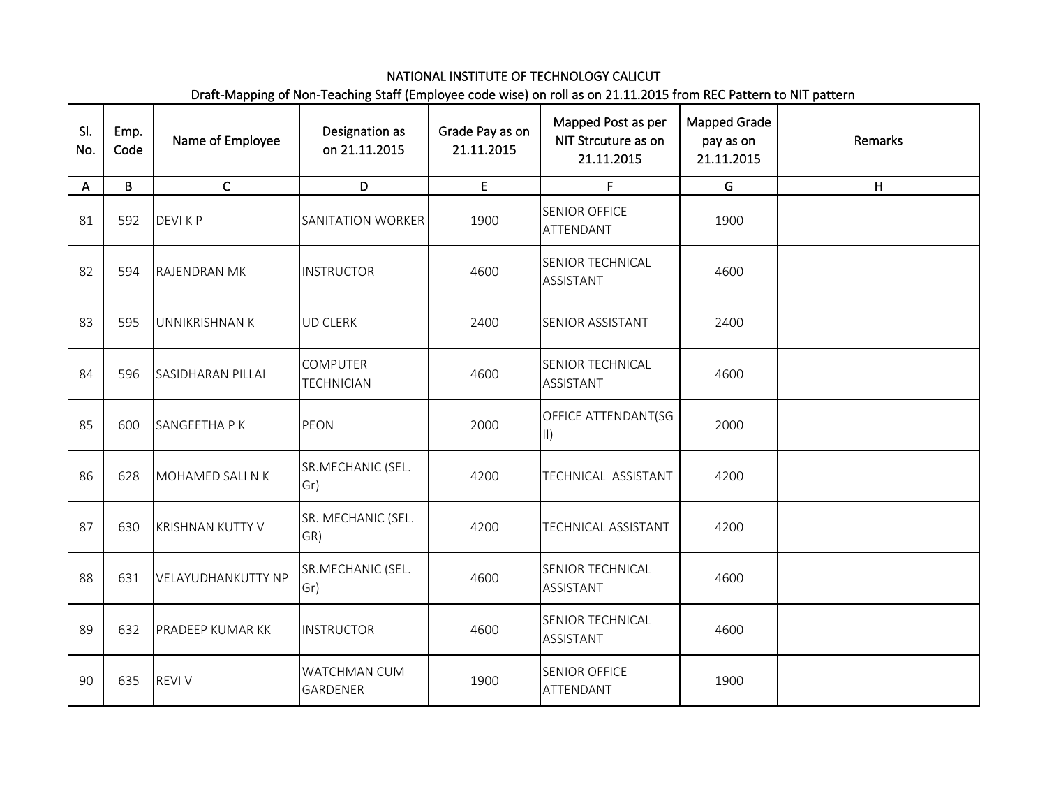NATIONAL INSTITUTE OF TECHNOLOGY CALICUT

Draft-Mapping of Non-Teaching Staff (Employee code wise) on roll as on 21.11.2015 from REC Pattern to NIT pattern

| Sl. No. | Emp. Code | Name of Employee | Designation as on 21.11.2015 | Grade Pay as on 21.11.2015 | Mapped Post as per NIT Strcuture as on 21.11.2015 | Mapped Grade pay as on 21.11.2015 | Remarks |
|---|---|---|---|---|---|---|---|
| A | B | C | D | E | F | G | H |
| 81 | 592 | DEVI K P | SANITATION WORKER | 1900 | SENIOR OFFICE ATTENDANT | 1900 | |
| 82 | 594 | RAJENDRAN MK | INSTRUCTOR | 4600 | SENIOR TECHNICAL ASSISTANT | 4600 | |
| 83 | 595 | UNNIKRISHNAN K | UD CLERK | 2400 | SENIOR ASSISTANT | 2400 | |
| 84 | 596 | SASIDHARAN PILLAI | COMPUTER TECHNICIAN | 4600 | SENIOR TECHNICAL ASSISTANT | 4600 | |
| 85 | 600 | SANGEETHA P K | PEON | 2000 | OFFICE ATTENDANT(SG II) | 2000 | |
| 86 | 628 | MOHAMED SALI N K | SR.MECHANIC (SEL. Gr) | 4200 | TECHNICAL ASSISTANT | 4200 | |
| 87 | 630 | KRISHNAN KUTTY V | SR. MECHANIC (SEL. GR) | 4200 | TECHNICAL ASSISTANT | 4200 | |
| 88 | 631 | VELAYUDHANKUTTY NP | SR.MECHANIC (SEL. Gr) | 4600 | SENIOR TECHNICAL ASSISTANT | 4600 | |
| 89 | 632 | PRADEEP KUMAR KK | INSTRUCTOR | 4600 | SENIOR TECHNICAL ASSISTANT | 4600 | |
| 90 | 635 | REVI V | WATCHMAN CUM GARDENER | 1900 | SENIOR OFFICE ATTENDANT | 1900 | |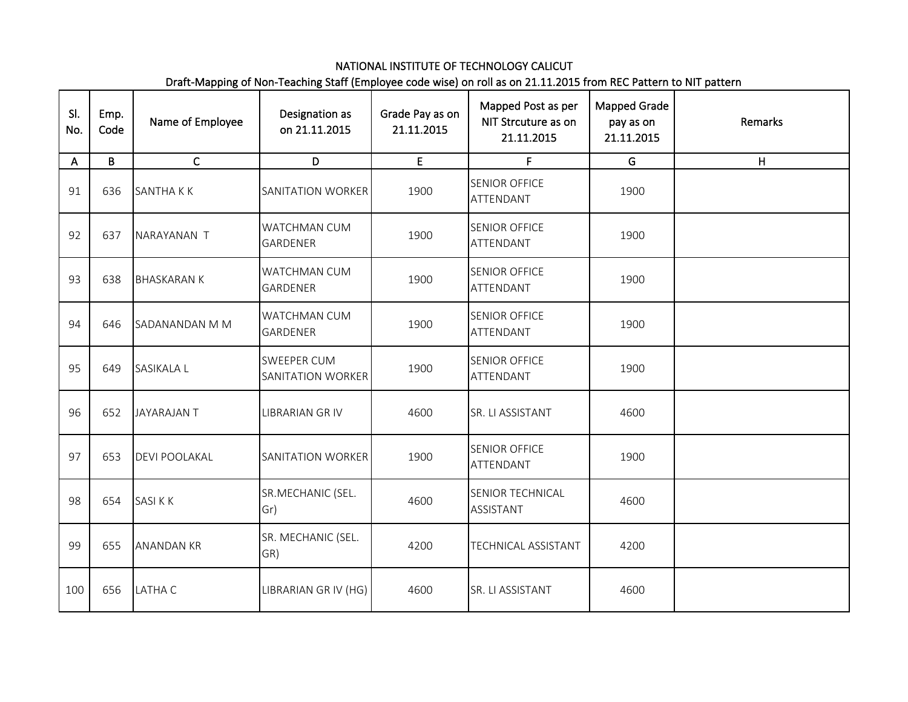NATIONAL INSTITUTE OF TECHNOLOGY CALICUT

Draft-Mapping of Non-Teaching Staff (Employee code wise) on roll as on 21.11.2015 from REC Pattern to NIT pattern

| Sl. No. | Emp. Code | Name of Employee | Designation as on 21.11.2015 | Grade Pay as on 21.11.2015 | Mapped Post as per NIT Strcuture as on 21.11.2015 | Mapped Grade pay as on 21.11.2015 | Remarks |
|---|---|---|---|---|---|---|---|
| A | B | C | D | E | F | G | H |
| 91 | 636 | SANTHA K K | SANITATION WORKER | 1900 | SENIOR OFFICE ATTENDANT | 1900 | |
| 92 | 637 | NARAYANAN T | WATCHMAN CUM GARDENER | 1900 | SENIOR OFFICE ATTENDANT | 1900 | |
| 93 | 638 | BHASKARAN K | WATCHMAN CUM GARDENER | 1900 | SENIOR OFFICE ATTENDANT | 1900 | |
| 94 | 646 | SADANANDAN M M | WATCHMAN CUM GARDENER | 1900 | SENIOR OFFICE ATTENDANT | 1900 | |
| 95 | 649 | SASIKALA L | SWEEPER CUM SANITATION WORKER | 1900 | SENIOR OFFICE ATTENDANT | 1900 | |
| 96 | 652 | JAYARAJAN T | LIBRARIAN GR IV | 4600 | SR. LI ASSISTANT | 4600 | |
| 97 | 653 | DEVI POOLAKAL | SANITATION WORKER | 1900 | SENIOR OFFICE ATTENDANT | 1900 | |
| 98 | 654 | SASI K K | SR.MECHANIC (SEL. Gr) | 4600 | SENIOR TECHNICAL ASSISTANT | 4600 | |
| 99 | 655 | ANANDAN KR | SR. MECHANIC (SEL. GR) | 4200 | TECHNICAL ASSISTANT | 4200 | |
| 100 | 656 | LATHA C | LIBRARIAN GR IV (HG) | 4600 | SR. LI ASSISTANT | 4600 | |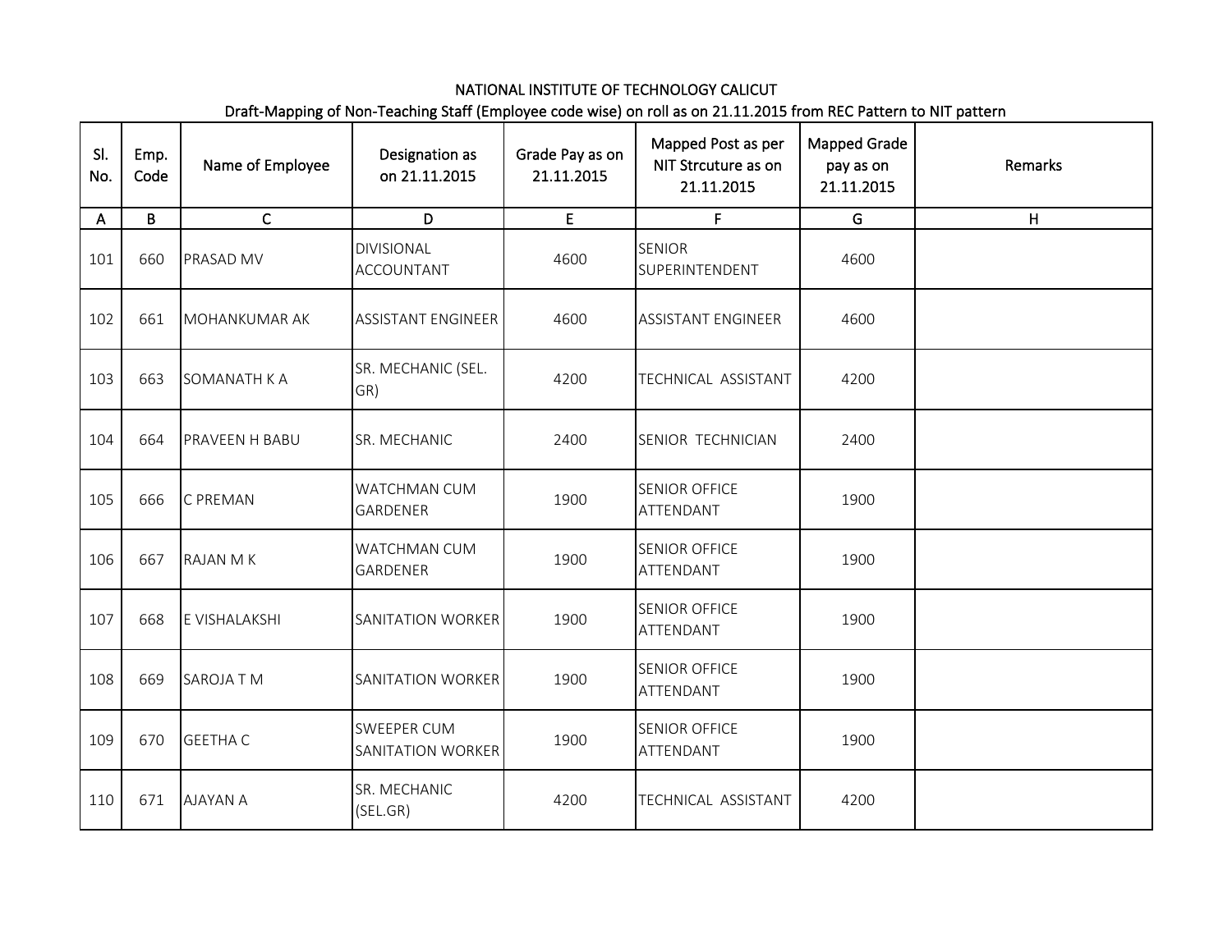NATIONAL INSTITUTE OF TECHNOLOGY CALICUT

Draft-Mapping of Non-Teaching Staff (Employee code wise) on roll as on 21.11.2015 from REC Pattern to NIT pattern

| Sl. No. | Emp. Code | Name of Employee | Designation as on 21.11.2015 | Grade Pay as on 21.11.2015 | Mapped Post as per NIT Strcuture as on 21.11.2015 | Mapped Grade pay as on 21.11.2015 | Remarks |
|---|---|---|---|---|---|---|---|
| A | B | C | D | E | F | G | H |
| 101 | 660 | PRASAD MV | DIVISIONAL ACCOUNTANT | 4600 | SENIOR SUPERINTENDENT | 4600 | |
| 102 | 661 | MOHANKUMAR AK | ASSISTANT ENGINEER | 4600 | ASSISTANT ENGINEER | 4600 | |
| 103 | 663 | SOMANATH K A | SR. MECHANIC (SEL. GR) | 4200 | TECHNICAL ASSISTANT | 4200 | |
| 104 | 664 | PRAVEEN H BABU | SR. MECHANIC | 2400 | SENIOR TECHNICIAN | 2400 | |
| 105 | 666 | C PREMAN | WATCHMAN CUM GARDENER | 1900 | SENIOR OFFICE ATTENDANT | 1900 | |
| 106 | 667 | RAJAN M K | WATCHMAN CUM GARDENER | 1900 | SENIOR OFFICE ATTENDANT | 1900 | |
| 107 | 668 | E VISHALAKSHI | SANITATION WORKER | 1900 | SENIOR OFFICE ATTENDANT | 1900 | |
| 108 | 669 | SAROJA T M | SANITATION WORKER | 1900 | SENIOR OFFICE ATTENDANT | 1900 | |
| 109 | 670 | GEETHA C | SWEEPER CUM SANITATION WORKER | 1900 | SENIOR OFFICE ATTENDANT | 1900 | |
| 110 | 671 | AJAYAN A | SR. MECHANIC (SEL.GR) | 4200 | TECHNICAL ASSISTANT | 4200 | |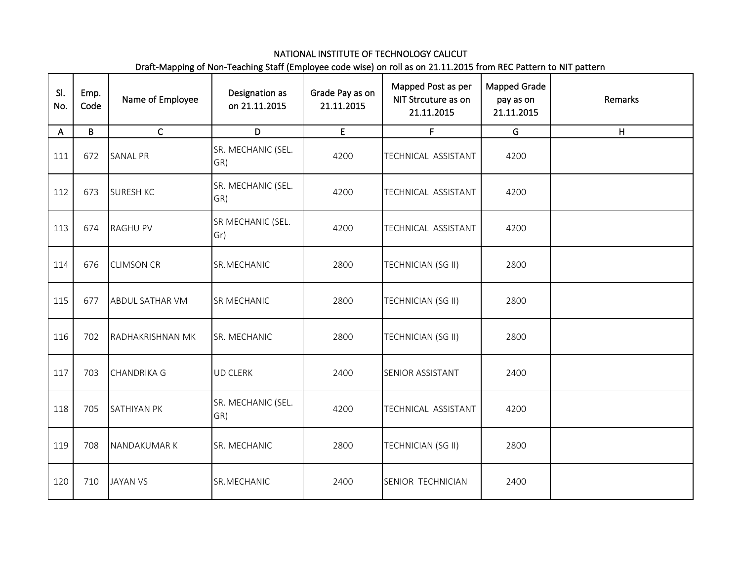NATIONAL INSTITUTE OF TECHNOLOGY CALICUT

Draft-Mapping of Non-Teaching Staff (Employee code wise) on roll as on 21.11.2015 from REC Pattern to NIT pattern

| Sl. No. | Emp. Code | Name of Employee | Designation as on 21.11.2015 | Grade Pay as on 21.11.2015 | Mapped Post as per NIT Strcuture as on 21.11.2015 | Mapped Grade pay as on 21.11.2015 | Remarks |
|---|---|---|---|---|---|---|---|
| A | B | C | D | E | F | G | H |
| 111 | 672 | SANAL PR | SR. MECHANIC (SEL. GR) | 4200 | TECHNICAL ASSISTANT | 4200 | |
| 112 | 673 | SURESH KC | SR. MECHANIC (SEL. GR) | 4200 | TECHNICAL ASSISTANT | 4200 | |
| 113 | 674 | RAGHU PV | SR MECHANIC (SEL. Gr) | 4200 | TECHNICAL ASSISTANT | 4200 | |
| 114 | 676 | CLIMSON CR | SR.MECHANIC | 2800 | TECHNICIAN (SG II) | 2800 | |
| 115 | 677 | ABDUL SATHAR VM | SR MECHANIC | 2800 | TECHNICIAN (SG II) | 2800 | |
| 116 | 702 | RADHAKRISHNAN MK | SR. MECHANIC | 2800 | TECHNICIAN (SG II) | 2800 | |
| 117 | 703 | CHANDRIKA G | UD CLERK | 2400 | SENIOR ASSISTANT | 2400 | |
| 118 | 705 | SATHIYAN PK | SR. MECHANIC (SEL. GR) | 4200 | TECHNICAL ASSISTANT | 4200 | |
| 119 | 708 | NANDAKUMAR K | SR. MECHANIC | 2800 | TECHNICIAN (SG II) | 2800 | |
| 120 | 710 | JAYAN VS | SR.MECHANIC | 2400 | SENIOR TECHNICIAN | 2400 | |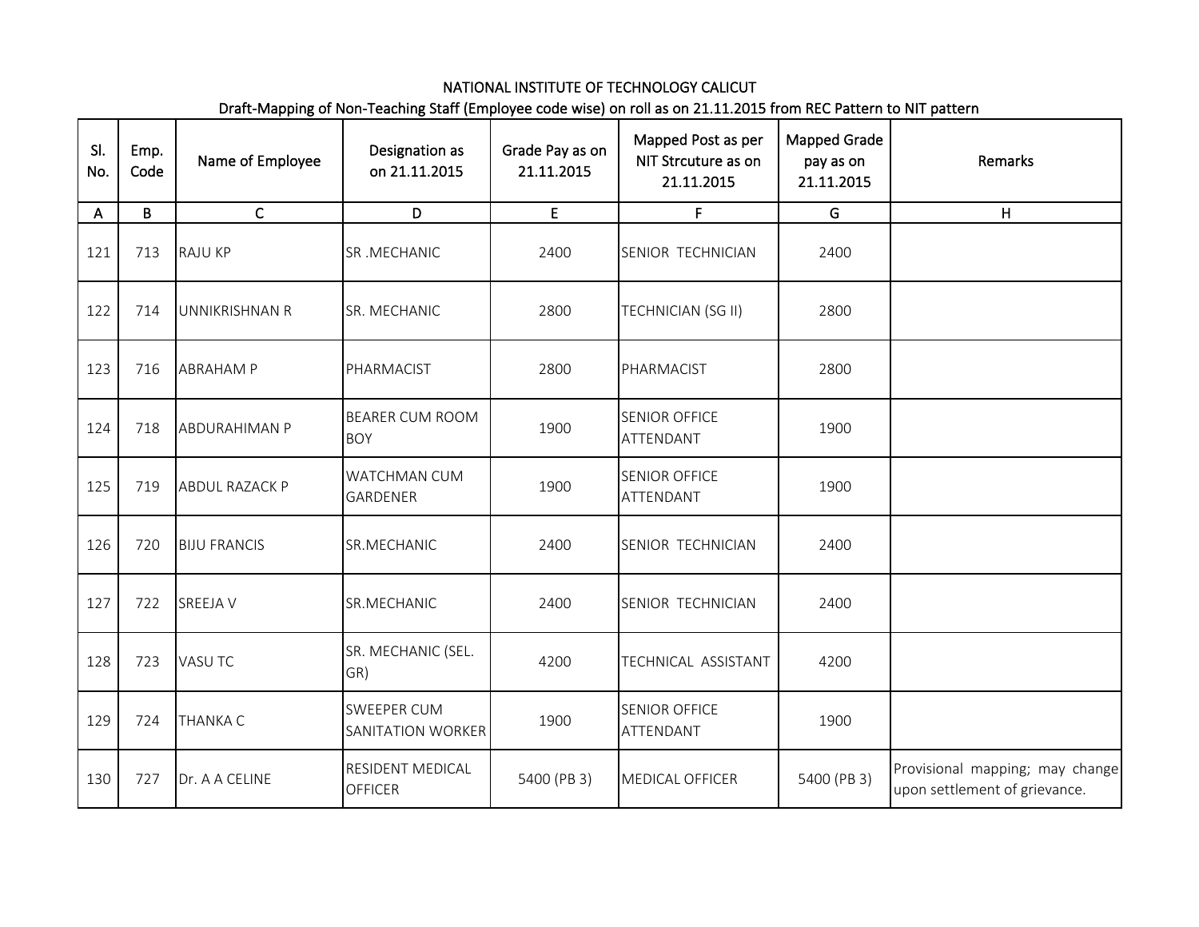NATIONAL INSTITUTE OF TECHNOLOGY CALICUT

Draft-Mapping of Non-Teaching Staff (Employee code wise) on roll as on 21.11.2015 from REC Pattern to NIT pattern

| Sl. No. | Emp. Code | Name of Employee | Designation as on 21.11.2015 | Grade Pay as on 21.11.2015 | Mapped Post as per NIT Strcuture as on 21.11.2015 | Mapped Grade pay as on 21.11.2015 | Remarks |
|---|---|---|---|---|---|---|---|
| A | B | C | D | E | F | G | H |
| 121 | 713 | RAJU KP | SR .MECHANIC | 2400 | SENIOR TECHNICIAN | 2400 | |
| 122 | 714 | UNNIKRISHNAN R | SR. MECHANIC | 2800 | TECHNICIAN (SG II) | 2800 | |
| 123 | 716 | ABRAHAM P | PHARMACIST | 2800 | PHARMACIST | 2800 | |
| 124 | 718 | ABDURAHIMAN P | BEARER CUM ROOM BOY | 1900 | SENIOR OFFICE ATTENDANT | 1900 | |
| 125 | 719 | ABDUL RAZACK P | WATCHMAN CUM GARDENER | 1900 | SENIOR OFFICE ATTENDANT | 1900 | |
| 126 | 720 | BIJU FRANCIS | SR.MECHANIC | 2400 | SENIOR TECHNICIAN | 2400 | |
| 127 | 722 | SREEJA V | SR.MECHANIC | 2400 | SENIOR TECHNICIAN | 2400 | |
| 128 | 723 | VASU TC | SR. MECHANIC (SEL. GR) | 4200 | TECHNICAL ASSISTANT | 4200 | |
| 129 | 724 | THANKA C | SWEEPER CUM SANITATION WORKER | 1900 | SENIOR OFFICE ATTENDANT | 1900 | |
| 130 | 727 | Dr. A A CELINE | RESIDENT MEDICAL OFFICER | 5400 (PB 3) | MEDICAL OFFICER | 5400 (PB 3) | Provisional mapping; may change upon settlement of grievance. |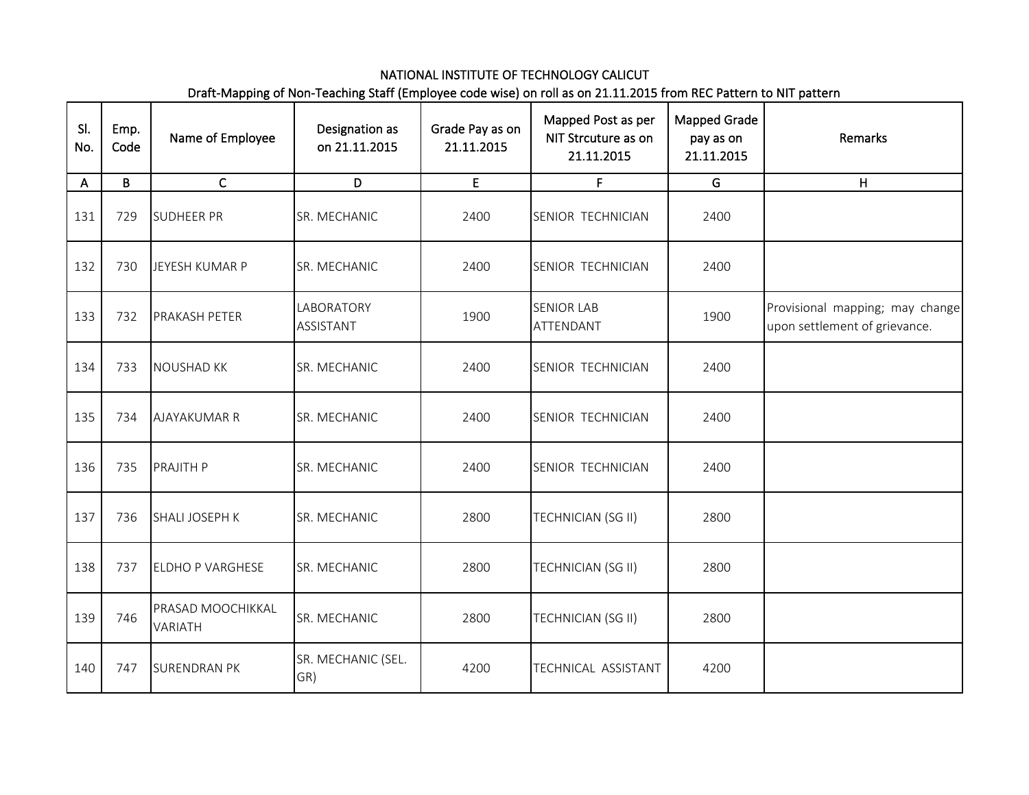NATIONAL INSTITUTE OF TECHNOLOGY CALICUT

Draft-Mapping of Non-Teaching Staff (Employee code wise) on roll as on 21.11.2015 from REC Pattern to NIT pattern

| Sl. No. | Emp. Code | Name of Employee | Designation as on 21.11.2015 | Grade Pay as on 21.11.2015 | Mapped Post as per NIT Strcuture as on 21.11.2015 | Mapped Grade pay as on 21.11.2015 | Remarks |
|---|---|---|---|---|---|---|---|
| A | B | C | D | E | F | G | H |
| 131 | 729 | SUDHEER PR | SR. MECHANIC | 2400 | SENIOR TECHNICIAN | 2400 | |
| 132 | 730 | JEYESH KUMAR P | SR. MECHANIC | 2400 | SENIOR TECHNICIAN | 2400 | |
| 133 | 732 | PRAKASH PETER | LABORATORY ASSISTANT | 1900 | SENIOR LAB ATTENDANT | 1900 | Provisional mapping; may change upon settlement of grievance. |
| 134 | 733 | NOUSHAD KK | SR. MECHANIC | 2400 | SENIOR TECHNICIAN | 2400 | |
| 135 | 734 | AJAYAKUMAR R | SR. MECHANIC | 2400 | SENIOR TECHNICIAN | 2400 | |
| 136 | 735 | PRAJITH P | SR. MECHANIC | 2400 | SENIOR TECHNICIAN | 2400 | |
| 137 | 736 | SHALI JOSEPH K | SR. MECHANIC | 2800 | TECHNICIAN (SG II) | 2800 | |
| 138 | 737 | ELDHO P VARGHESE | SR. MECHANIC | 2800 | TECHNICIAN (SG II) | 2800 | |
| 139 | 746 | PRASAD MOOCHIKKAL VARIATH | SR. MECHANIC | 2800 | TECHNICIAN (SG II) | 2800 | |
| 140 | 747 | SURENDRAN PK | SR. MECHANIC (SEL. GR) | 4200 | TECHNICAL ASSISTANT | 4200 | |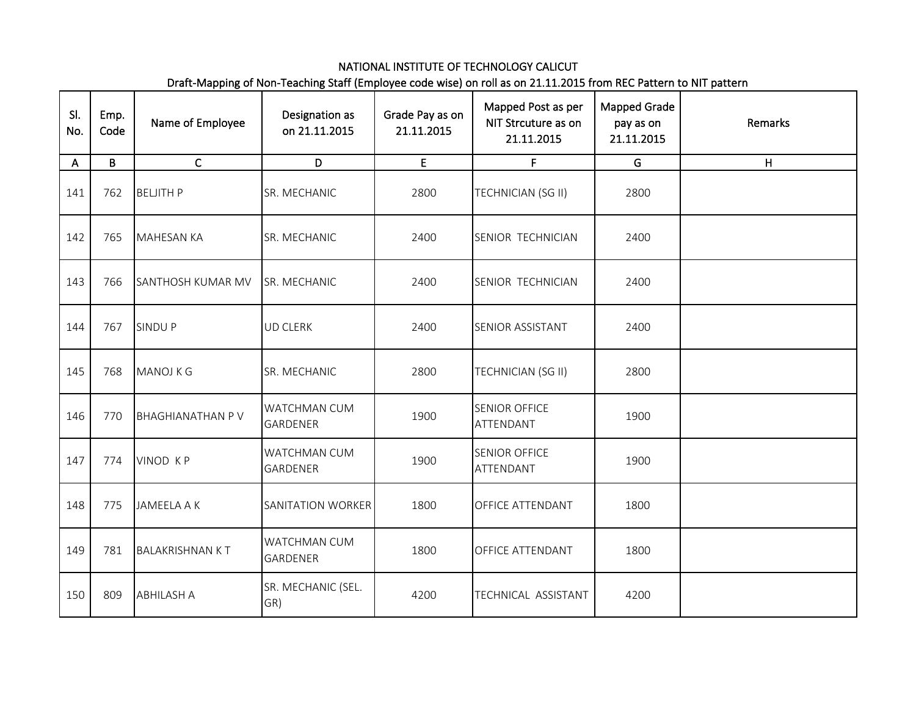NATIONAL INSTITUTE OF TECHNOLOGY CALICUT

Draft-Mapping of Non-Teaching Staff (Employee code wise) on roll as on 21.11.2015 from REC Pattern to NIT pattern

| Sl. No. | Emp. Code | Name of Employee | Designation as on 21.11.2015 | Grade Pay as on 21.11.2015 | Mapped Post as per NIT Strcuture as on 21.11.2015 | Mapped Grade pay as on 21.11.2015 | Remarks |
|---|---|---|---|---|---|---|---|
| A | B | C | D | E | F | G | H |
| 141 | 762 | BELJITH P | SR. MECHANIC | 2800 | TECHNICIAN (SG II) | 2800 | |
| 142 | 765 | MAHESAN KA | SR. MECHANIC | 2400 | SENIOR TECHNICIAN | 2400 | |
| 143 | 766 | SANTHOSH KUMAR MV | SR. MECHANIC | 2400 | SENIOR TECHNICIAN | 2400 | |
| 144 | 767 | SINDU P | UD CLERK | 2400 | SENIOR ASSISTANT | 2400 | |
| 145 | 768 | MANOJ K G | SR. MECHANIC | 2800 | TECHNICIAN (SG II) | 2800 | |
| 146 | 770 | BHAGHIANATHAN P V | WATCHMAN CUM GARDENER | 1900 | SENIOR OFFICE ATTENDANT | 1900 | |
| 147 | 774 | VINOD K P | WATCHMAN CUM GARDENER | 1900 | SENIOR OFFICE ATTENDANT | 1900 | |
| 148 | 775 | JAMEELA A K | SANITATION WORKER | 1800 | OFFICE ATTENDANT | 1800 | |
| 149 | 781 | BALAKRISHNAN K T | WATCHMAN CUM GARDENER | 1800 | OFFICE ATTENDANT | 1800 | |
| 150 | 809 | ABHILASH A | SR. MECHANIC (SEL. GR) | 4200 | TECHNICAL ASSISTANT | 4200 | |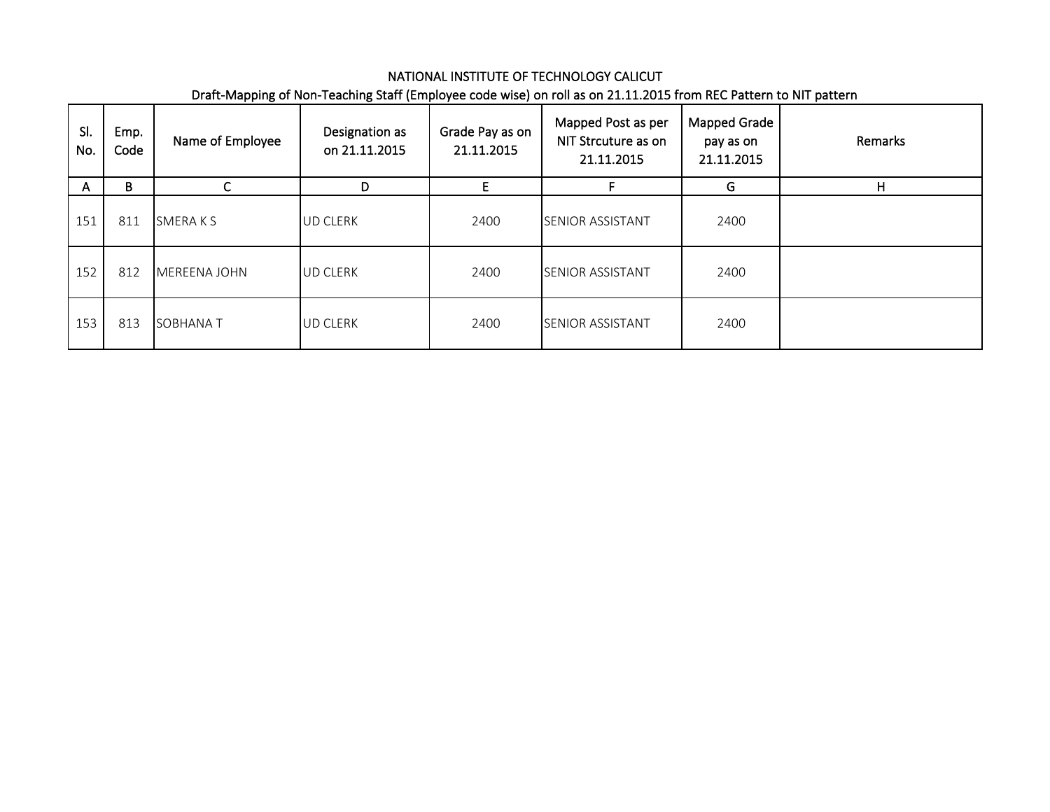NATIONAL INSTITUTE OF TECHNOLOGY CALICUT

Draft-Mapping of Non-Teaching Staff (Employee code wise) on roll as on 21.11.2015 from REC Pattern to NIT pattern

| Sl. No. | Emp. Code | Name of Employee | Designation as on 21.11.2015 | Grade Pay as on 21.11.2015 | Mapped Post as per NIT Strcuture as on 21.11.2015 | Mapped Grade pay as on 21.11.2015 | Remarks |
|---|---|---|---|---|---|---|---|
| A | B | C | D | E | F | G | H |
| 151 | 811 | SMERA K S | UD CLERK | 2400 | SENIOR ASSISTANT | 2400 | |
| 152 | 812 | MEREENA JOHN | UD CLERK | 2400 | SENIOR ASSISTANT | 2400 | |
| 153 | 813 | SOBHANA T | UD CLERK | 2400 | SENIOR ASSISTANT | 2400 | |